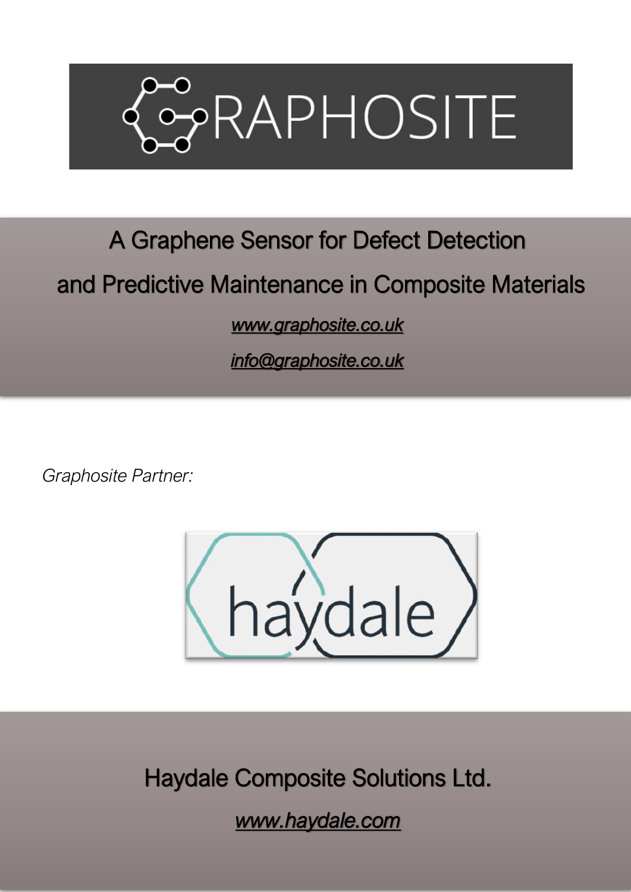# GRAPHOSITE

## A Graphene Sensor for Defect Detection and Predictive Maintenance in Composite Materials

www.graphosite.co.uk

info@graphosite.co.uk

*Graphosite Partner:*

haydale

Haydale Composite Solutions Ltd.

*www.haydale.com*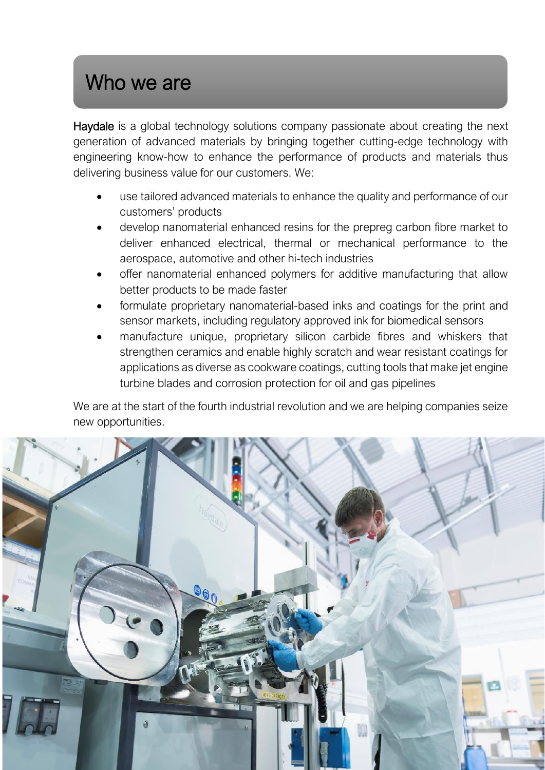# Who we are

Haydale is a global technology solutions company passionate about creating the next generation of advanced materials by bringing together cutting-edge technology with engineering know-how to enhance the performance of products and materials thus delivering business value for our customers. We:

- use tailored advanced materials to enhance the quality and performance of our customers' products
- develop nanomaterial enhanced resins for the prepreg carbon fibre market to deliver enhanced electrical, thermal or mechanical performance to the aerospace, automotive and other hi-tech industries
- offer nanomaterial enhanced polymers for additive manufacturing that allow better products to be made faster
- formulate proprietary nanomaterial-based inks and coatings for the print and sensor markets, including regulatory approved ink for biomedical sensors
- manufacture unique, proprietary silicon carbide fibres and whiskers that strengthen ceramics and enable highly scratch and wear resistant coatings for applications as diverse as cookware coatings, cutting tools that make jet engine turbine blades and corrosion protection for oil and gas pipelines

We are at the start of the fourth industrial revolution and we are helping companies seize new opportunities.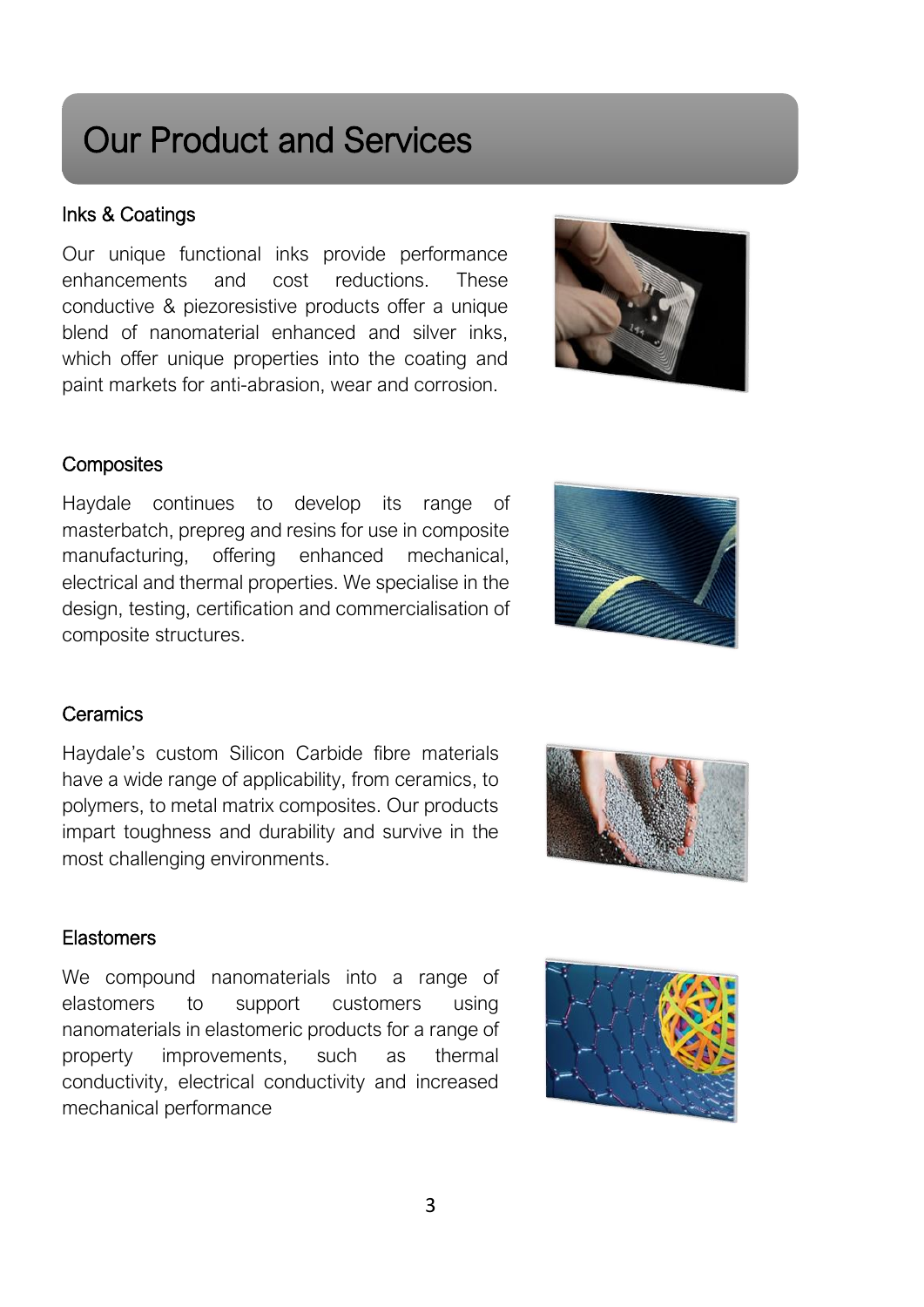# Our Product and Services

## Inks & Coatings

Our unique functional inks provide performance enhancements and cost reductions. These conductive & piezoresistive products offer a unique blend of nanomaterial enhanced and silver inks, which offer unique properties into the coating and paint markets for anti-abrasion, wear and corrosion.

## Composites

Haydale continues to develop its range of masterbatch, prepreg and resins for use in composite manufacturing, offering enhanced mechanical, electrical and thermal properties. We specialise in the design, testing, certification and commercialisation of composite structures.

## Ceramics

Haydale's custom Silicon Carbide fibre materials have a wide range of applicability, from ceramics, to polymers, to metal matrix composites. Our products impart toughness and durability and survive in the most challenging environments.

## Elastomers

We compound nanomaterials into a range of elastomers to support customers using nanomaterials in elastomeric products for a range of property improvements, such as thermal conductivity, electrical conductivity and increased mechanical performance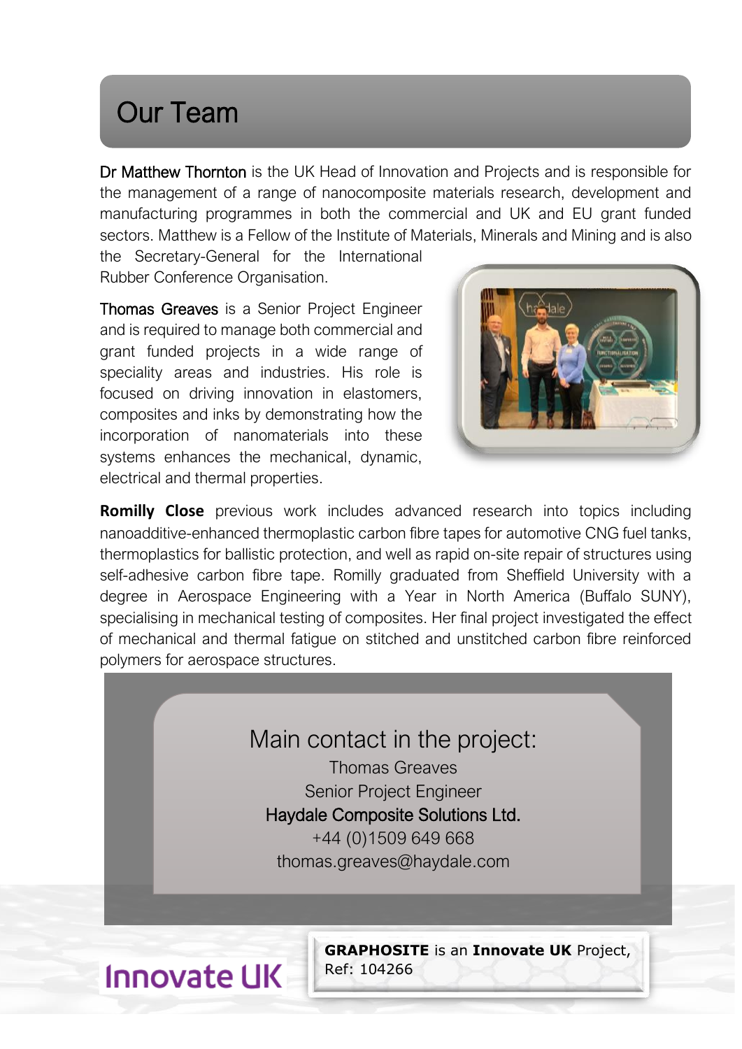# Our Team

Dr Matthew Thornton is the UK Head of Innovation and Projects and is responsible for the management of a range of nanocomposite materials research, development and manufacturing programmes in both the commercial and UK and EU grant funded sectors. Matthew is a Fellow of the Institute of Materials, Minerals and Mining and is also the Secretary-General for the International Rubber Conference Organisation.

Thomas Greaves is a Senior Project Engineer and is required to manage both commercial and grant funded projects in a wide range of speciality areas and industries. His role is focused on driving innovation in elastomers, composites and inks by demonstrating how the incorporation of nanomaterials into these systems enhances the mechanical, dynamic, electrical and thermal properties.

**Romilly Close** previous work includes advanced research into topics including nanoadditive-enhanced thermoplastic carbon fibre tapes for automotive CNG fuel tanks, thermoplastics for ballistic protection, and well as rapid on-site repair of structures using self-adhesive carbon fibre tape. Romilly graduated from Sheffield University with a degree in Aerospace Engineering with a Year in North America (Buffalo SUNY), specialising in mechanical testing of composites. Her final project investigated the effect of mechanical and thermal fatigue on stitched and unstitched carbon fibre reinforced polymers for aerospace structures.

## Main contact in the project:

Thomas Greaves
Senior Project Engineer
Haydale Composite Solutions Ltd.
+44 (0)1509 649 668
thomas.greaves@haydale.com

Innovate UK

**GRAPHOSITE** is an **Innovate UK** Project, Ref: 104266